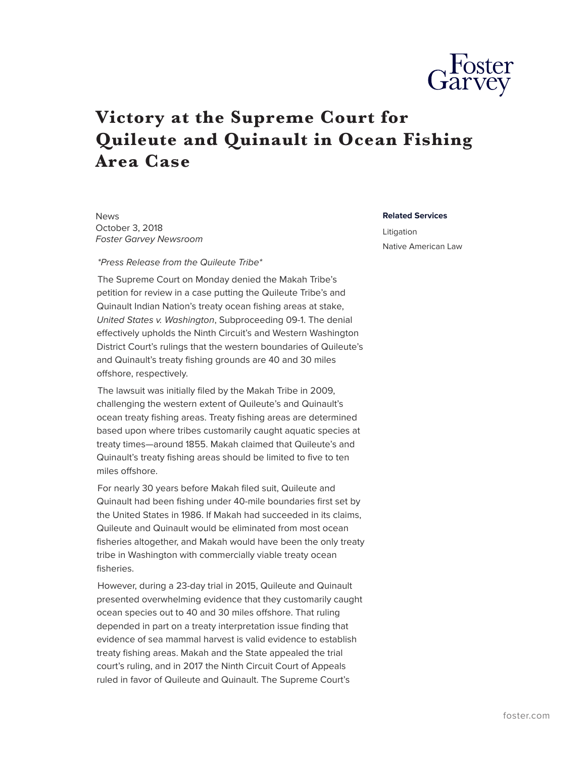# Victory at the Supreme Court for Quileute and Quinault in Ocean Fishing Area Case

News
October 3, 2018
*Foster Garvey Newsroom*

**Related Services**

Litigation

Native American Law

*\*Press Release from the Quileute Tribe\**

The Supreme Court on Monday denied the Makah Tribe's petition for review in a case putting the Quileute Tribe's and Quinault Indian Nation's treaty ocean fishing areas at stake, *United States v. Washington*, Subproceeding 09-1. The denial effectively upholds the Ninth Circuit's and Western Washington District Court's rulings that the western boundaries of Quileute's and Quinault's treaty fishing grounds are 40 and 30 miles offshore, respectively.

The lawsuit was initially filed by the Makah Tribe in 2009, challenging the western extent of Quileute's and Quinault's ocean treaty fishing areas. Treaty fishing areas are determined based upon where tribes customarily caught aquatic species at treaty times—around 1855. Makah claimed that Quileute's and Quinault's treaty fishing areas should be limited to five to ten miles offshore.

For nearly 30 years before Makah filed suit, Quileute and Quinault had been fishing under 40-mile boundaries first set by the United States in 1986. If Makah had succeeded in its claims, Quileute and Quinault would be eliminated from most ocean fisheries altogether, and Makah would have been the only treaty tribe in Washington with commercially viable treaty ocean fisheries.

However, during a 23-day trial in 2015, Quileute and Quinault presented overwhelming evidence that they customarily caught ocean species out to 40 and 30 miles offshore. That ruling depended in part on a treaty interpretation issue finding that evidence of sea mammal harvest is valid evidence to establish treaty fishing areas. Makah and the State appealed the trial court's ruling, and in 2017 the Ninth Circuit Court of Appeals ruled in favor of Quileute and Quinault. The Supreme Court's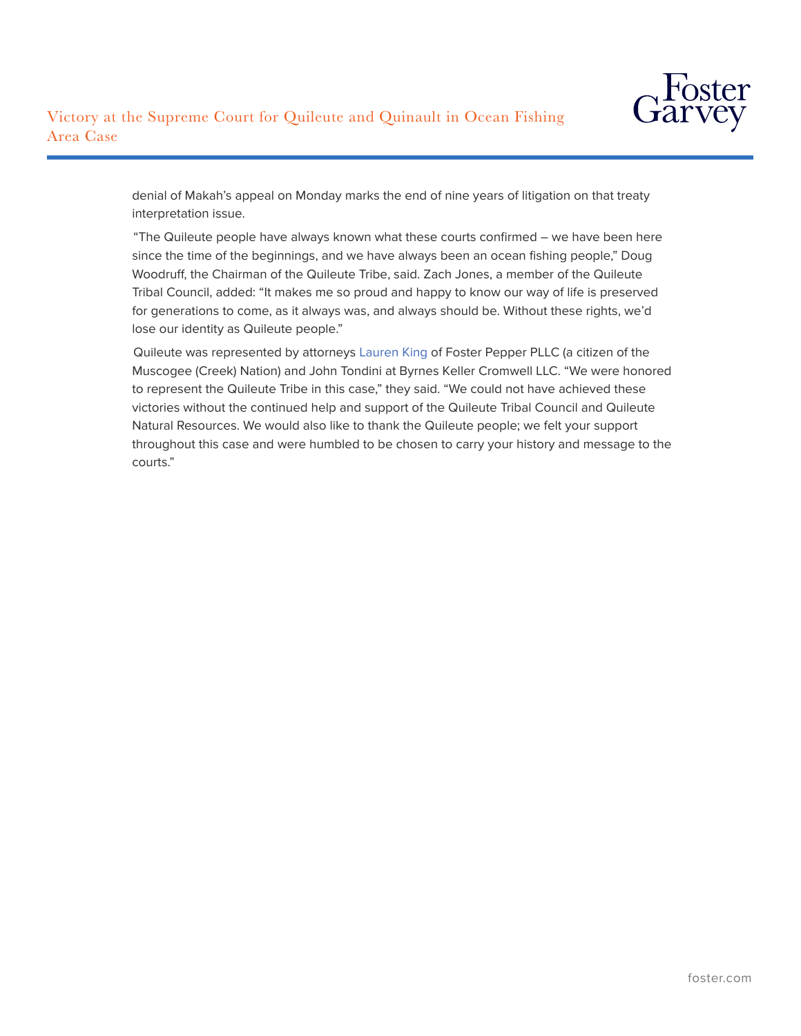denial of Makah's appeal on Monday marks the end of nine years of litigation on that treaty interpretation issue.

"The Quileute people have always known what these courts confirmed – we have been here since the time of the beginnings, and we have always been an ocean fishing people," Doug Woodruff, the Chairman of the Quileute Tribe, said. Zach Jones, a member of the Quileute Tribal Council, added: "It makes me so proud and happy to know our way of life is preserved for generations to come, as it always was, and always should be. Without these rights, we'd lose our identity as Quileute people."

Quileute was represented by attorneys Lauren King of Foster Pepper PLLC (a citizen of the Muscogee (Creek) Nation) and John Tondini at Byrnes Keller Cromwell LLC. "We were honored to represent the Quileute Tribe in this case," they said. "We could not have achieved these victories without the continued help and support of the Quileute Tribal Council and Quileute Natural Resources. We would also like to thank the Quileute people; we felt your support throughout this case and were humbled to be chosen to carry your history and message to the courts."